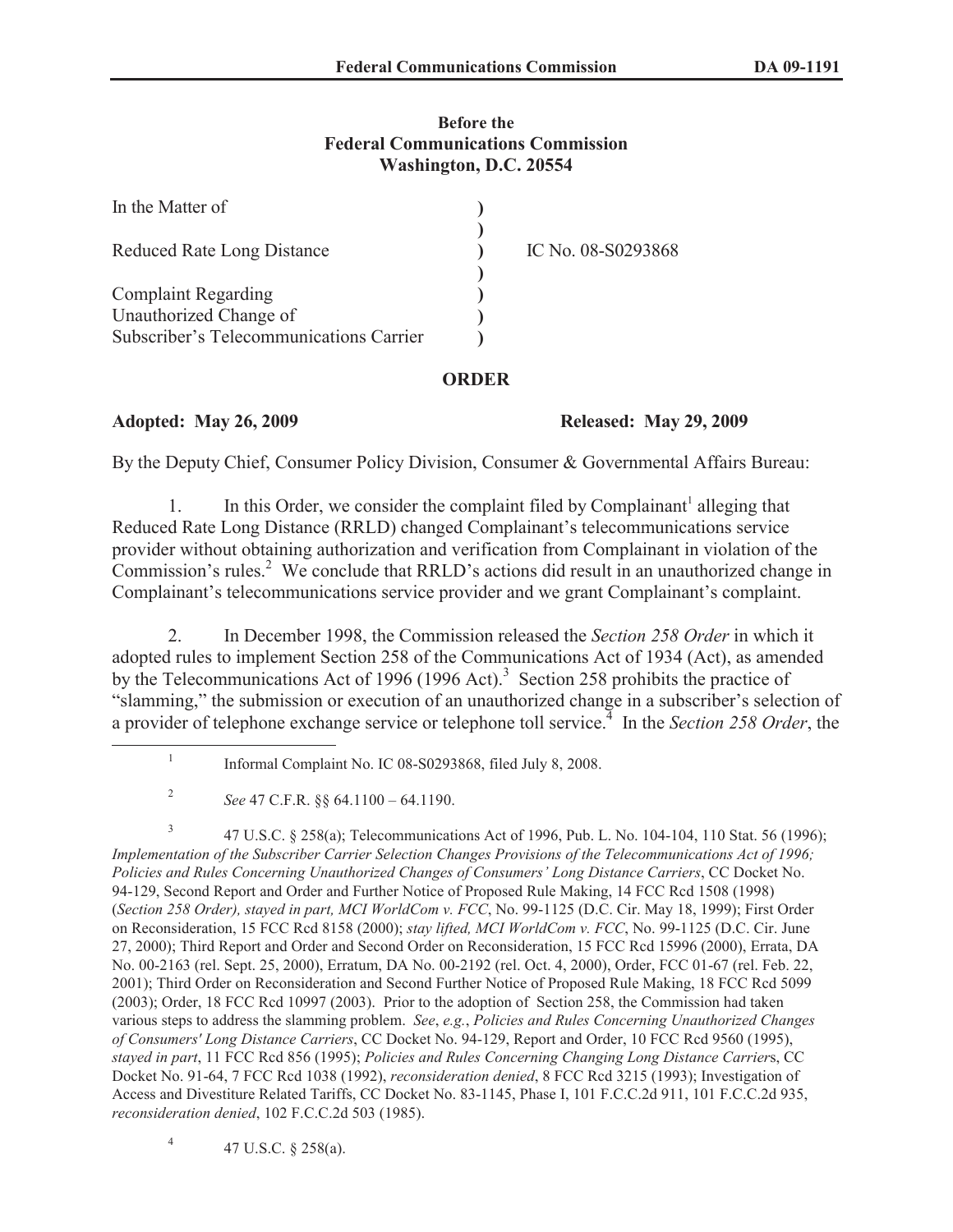**Before the**
**Federal Communications Commission**
**Washington, D.C. 20554**

| | | |
|---|---|---|
| In the Matter of | ) | |
| | ) | |
| Reduced Rate Long Distance | ) | IC No. 08-S0293868 |
| | ) | |
| Complaint Regarding | ) | |
| Unauthorized Change of | ) | |
| Subscriber's Telecommunications Carrier | ) | |

**ORDER**

**Adopted: May 26, 2009** **Released: May 29, 2009**

By the Deputy Chief, Consumer Policy Division, Consumer & Governmental Affairs Bureau:

1. In this Order, we consider the complaint filed by Complainant[1] alleging that Reduced Rate Long Distance (RRLD) changed Complainant's telecommunications service provider without obtaining authorization and verification from Complainant in violation of the Commission's rules.[2] We conclude that RRLD's actions did result in an unauthorized change in Complainant's telecommunications service provider and we grant Complainant's complaint.

2. In December 1998, the Commission released the *Section 258 Order* in which it adopted rules to implement Section 258 of the Communications Act of 1934 (Act), as amended by the Telecommunications Act of 1996 (1996 Act).[3] Section 258 prohibits the practice of "slamming," the submission or execution of an unauthorized change in a subscriber's selection of a provider of telephone exchange service or telephone toll service.[4] In the *Section 258 Order*, the

---

[1] Informal Complaint No. IC 08-S0293868, filed July 8, 2008.

[2] *See* 47 C.F.R. §§ 64.1100 – 64.1190.

[3] 47 U.S.C. § 258(a); Telecommunications Act of 1996, Pub. L. No. 104-104, 110 Stat. 56 (1996); *Implementation of the Subscriber Carrier Selection Changes Provisions of the Telecommunications Act of 1996; Policies and Rules Concerning Unauthorized Changes of Consumers' Long Distance Carriers*, CC Docket No. 94-129, Second Report and Order and Further Notice of Proposed Rule Making, 14 FCC Rcd 1508 (1998) (*Section 258 Order), stayed in part, MCI WorldCom v. FCC*, No. 99-1125 (D.C. Cir. May 18, 1999); First Order on Reconsideration, 15 FCC Rcd 8158 (2000); *stay lifted, MCI WorldCom v. FCC*, No. 99-1125 (D.C. Cir. June 27, 2000); Third Report and Order and Second Order on Reconsideration, 15 FCC Rcd 15996 (2000), Errata, DA No. 00-2163 (rel. Sept. 25, 2000), Erratum, DA No. 00-2192 (rel. Oct. 4, 2000), Order, FCC 01-67 (rel. Feb. 22, 2001); Third Order on Reconsideration and Second Further Notice of Proposed Rule Making, 18 FCC Rcd 5099 (2003); Order, 18 FCC Rcd 10997 (2003). Prior to the adoption of Section 258, the Commission had taken various steps to address the slamming problem. *See*, *e.g.*, *Policies and Rules Concerning Unauthorized Changes of Consumers' Long Distance Carriers*, CC Docket No. 94-129, Report and Order, 10 FCC Rcd 9560 (1995), *stayed in part*, 11 FCC Rcd 856 (1995); *Policies and Rules Concerning Changing Long Distance Carriers*, CC Docket No. 91-64, 7 FCC Rcd 1038 (1992), *reconsideration denied*, 8 FCC Rcd 3215 (1993); Investigation of Access and Divestiture Related Tariffs, CC Docket No. 83-1145, Phase I, 101 F.C.C.2d 911, 101 F.C.C.2d 935, *reconsideration denied*, 102 F.C.C.2d 503 (1985).

[4] 47 U.S.C. § 258(a).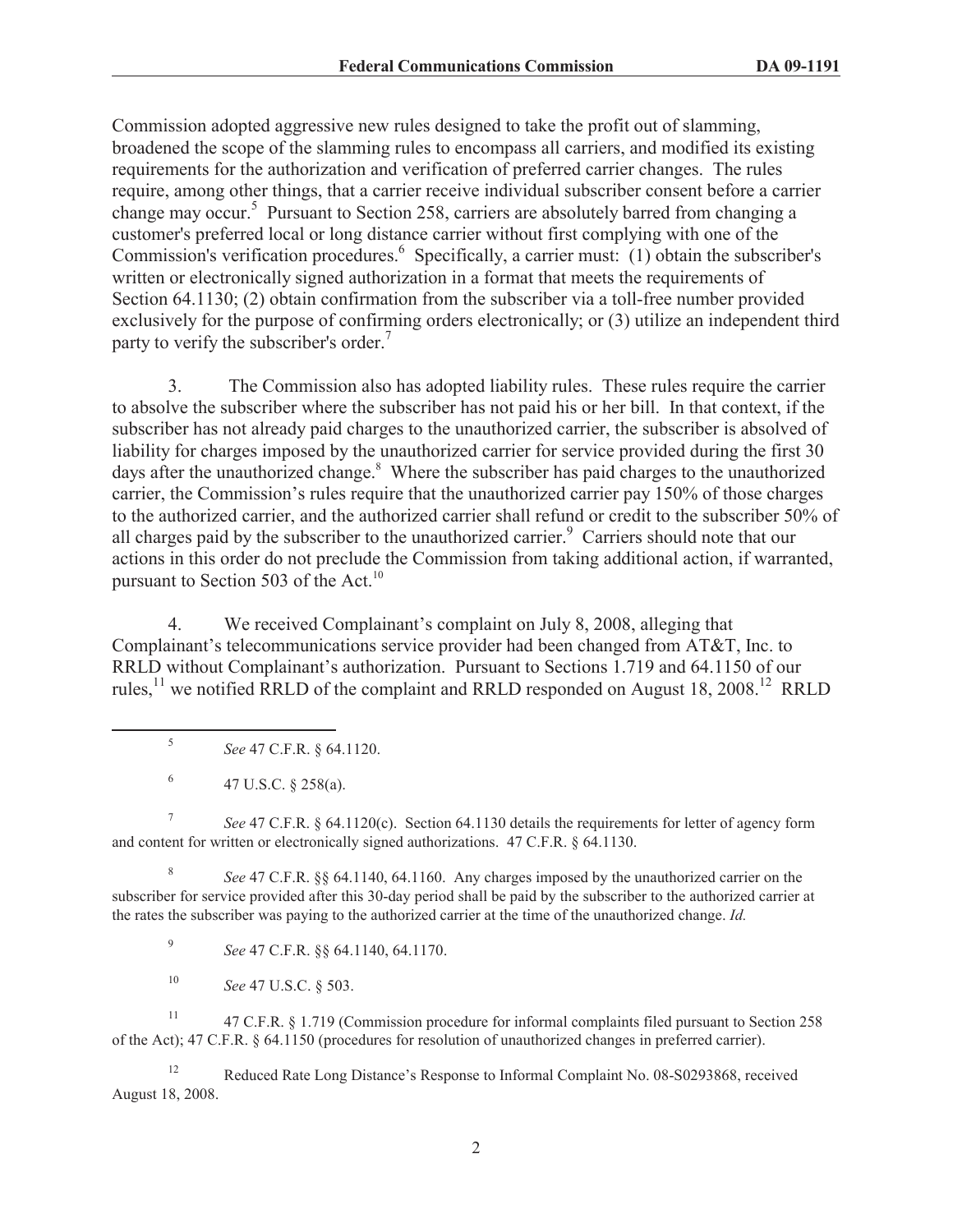Commission adopted aggressive new rules designed to take the profit out of slamming, broadened the scope of the slamming rules to encompass all carriers, and modified its existing requirements for the authorization and verification of preferred carrier changes. The rules require, among other things, that a carrier receive individual subscriber consent before a carrier change may occur.[5] Pursuant to Section 258, carriers are absolutely barred from changing a customer's preferred local or long distance carrier without first complying with one of the Commission's verification procedures.[6] Specifically, a carrier must: (1) obtain the subscriber's written or electronically signed authorization in a format that meets the requirements of Section 64.1130; (2) obtain confirmation from the subscriber via a toll-free number provided exclusively for the purpose of confirming orders electronically; or (3) utilize an independent third party to verify the subscriber's order.[7]

3. The Commission also has adopted liability rules. These rules require the carrier to absolve the subscriber where the subscriber has not paid his or her bill. In that context, if the subscriber has not already paid charges to the unauthorized carrier, the subscriber is absolved of liability for charges imposed by the unauthorized carrier for service provided during the first 30 days after the unauthorized change.[8] Where the subscriber has paid charges to the unauthorized carrier, the Commission's rules require that the unauthorized carrier pay 150% of those charges to the authorized carrier, and the authorized carrier shall refund or credit to the subscriber 50% of all charges paid by the subscriber to the unauthorized carrier.[9] Carriers should note that our actions in this order do not preclude the Commission from taking additional action, if warranted, pursuant to Section 503 of the Act.[10]

4. We received Complainant's complaint on July 8, 2008, alleging that Complainant's telecommunications service provider had been changed from AT&T, Inc. to RRLD without Complainant's authorization. Pursuant to Sections 1.719 and 64.1150 of our rules,[11] we notified RRLD of the complaint and RRLD responded on August 18, 2008.[12] RRLD

---

[5] *See* 47 C.F.R. § 64.1120.

[6] 47 U.S.C. § 258(a).

[7] *See* 47 C.F.R. § 64.1120(c). Section 64.1130 details the requirements for letter of agency form and content for written or electronically signed authorizations. 47 C.F.R. § 64.1130.

[8] *See* 47 C.F.R. §§ 64.1140, 64.1160. Any charges imposed by the unauthorized carrier on the subscriber for service provided after this 30-day period shall be paid by the subscriber to the authorized carrier at the rates the subscriber was paying to the authorized carrier at the time of the unauthorized change. *Id.*

[9] *See* 47 C.F.R. §§ 64.1140, 64.1170.

[10] *See* 47 U.S.C. § 503.

[11] 47 C.F.R. § 1.719 (Commission procedure for informal complaints filed pursuant to Section 258 of the Act); 47 C.F.R. § 64.1150 (procedures for resolution of unauthorized changes in preferred carrier).

[12] Reduced Rate Long Distance's Response to Informal Complaint No. 08-S0293868, received August 18, 2008.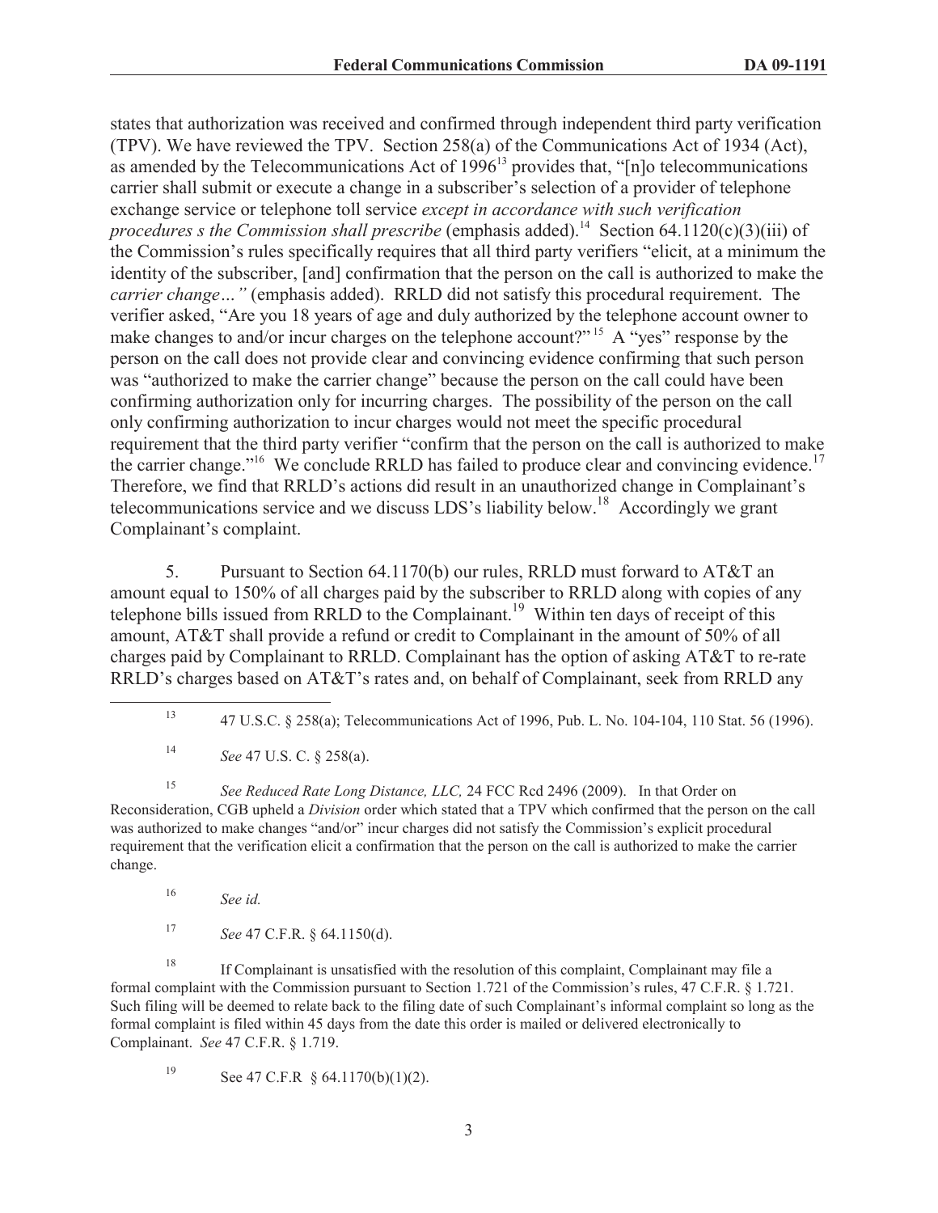states that authorization was received and confirmed through independent third party verification (TPV). We have reviewed the TPV. Section 258(a) of the Communications Act of 1934 (Act), as amended by the Telecommunications Act of 1996[13] provides that, "[n]o telecommunications carrier shall submit or execute a change in a subscriber's selection of a provider of telephone exchange service or telephone toll service *except in accordance with such verification procedures s the Commission shall prescribe* (emphasis added).[14] Section 64.1120(c)(3)(iii) of the Commission's rules specifically requires that all third party verifiers "elicit, at a minimum the identity of the subscriber, [and] confirmation that the person on the call is authorized to make the *carrier change…"* (emphasis added). RRLD did not satisfy this procedural requirement. The verifier asked, "Are you 18 years of age and duly authorized by the telephone account owner to make changes to and/or incur charges on the telephone account?"[15] A "yes" response by the person on the call does not provide clear and convincing evidence confirming that such person was "authorized to make the carrier change" because the person on the call could have been confirming authorization only for incurring charges. The possibility of the person on the call only confirming authorization to incur charges would not meet the specific procedural requirement that the third party verifier "confirm that the person on the call is authorized to make the carrier change."[16] We conclude RRLD has failed to produce clear and convincing evidence.[17] Therefore, we find that RRLD's actions did result in an unauthorized change in Complainant's telecommunications service and we discuss LDS's liability below.[18] Accordingly we grant Complainant's complaint.

5. Pursuant to Section 64.1170(b) our rules, RRLD must forward to AT&T an amount equal to 150% of all charges paid by the subscriber to RRLD along with copies of any telephone bills issued from RRLD to the Complainant.[19] Within ten days of receipt of this amount, AT&T shall provide a refund or credit to Complainant in the amount of 50% of all charges paid by Complainant to RRLD. Complainant has the option of asking AT&T to re-rate RRLD's charges based on AT&T's rates and, on behalf of Complainant, seek from RRLD any

---

[13] 47 U.S.C. § 258(a); Telecommunications Act of 1996, Pub. L. No. 104-104, 110 Stat. 56 (1996).

[14] *See* 47 U.S. C. § 258(a).

[15] *See Reduced Rate Long Distance, LLC,* 24 FCC Rcd 2496 (2009). In that Order on Reconsideration, CGB upheld a *Division* order which stated that a TPV which confirmed that the person on the call was authorized to make changes "and/or" incur charges did not satisfy the Commission's explicit procedural requirement that the verification elicit a confirmation that the person on the call is authorized to make the carrier change.

[16] *See id.*

[17] *See* 47 C.F.R. § 64.1150(d).

[18] If Complainant is unsatisfied with the resolution of this complaint, Complainant may file a formal complaint with the Commission pursuant to Section 1.721 of the Commission's rules, 47 C.F.R. § 1.721. Such filing will be deemed to relate back to the filing date of such Complainant's informal complaint so long as the formal complaint is filed within 45 days from the date this order is mailed or delivered electronically to Complainant. *See* 47 C.F.R. § 1.719.

[19] See 47 C.F.R § 64.1170(b)(1)(2).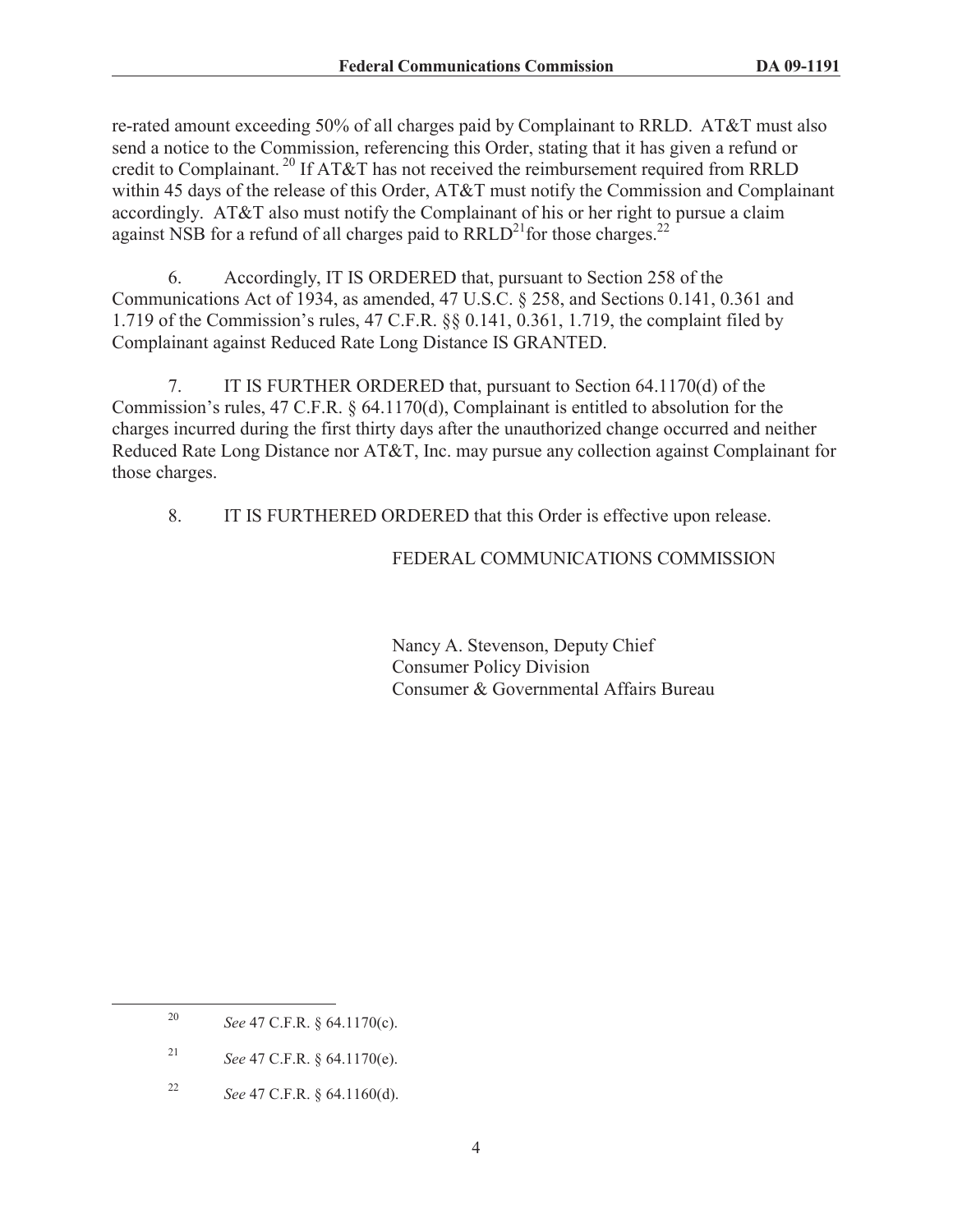re-rated amount exceeding 50% of all charges paid by Complainant to RRLD. AT&T must also send a notice to the Commission, referencing this Order, stating that it has given a refund or credit to Complainant.[20] If AT&T has not received the reimbursement required from RRLD within 45 days of the release of this Order, AT&T must notify the Commission and Complainant accordingly. AT&T also must notify the Complainant of his or her right to pursue a claim against NSB for a refund of all charges paid to RRLD[21] for those charges.[22]

6. Accordingly, IT IS ORDERED that, pursuant to Section 258 of the Communications Act of 1934, as amended, 47 U.S.C. § 258, and Sections 0.141, 0.361 and 1.719 of the Commission's rules, 47 C.F.R. §§ 0.141, 0.361, 1.719, the complaint filed by Complainant against Reduced Rate Long Distance IS GRANTED.

7. IT IS FURTHER ORDERED that, pursuant to Section 64.1170(d) of the Commission's rules, 47 C.F.R. § 64.1170(d), Complainant is entitled to absolution for the charges incurred during the first thirty days after the unauthorized change occurred and neither Reduced Rate Long Distance nor AT&T, Inc. may pursue any collection against Complainant for those charges.

8. IT IS FURTHERED ORDERED that this Order is effective upon release.

FEDERAL COMMUNICATIONS COMMISSION

Nancy A. Stevenson, Deputy Chief
Consumer Policy Division
Consumer & Governmental Affairs Bureau

---

[20] *See* 47 C.F.R. § 64.1170(c).

[21] *See* 47 C.F.R. § 64.1170(e).

[22] *See* 47 C.F.R. § 64.1160(d).